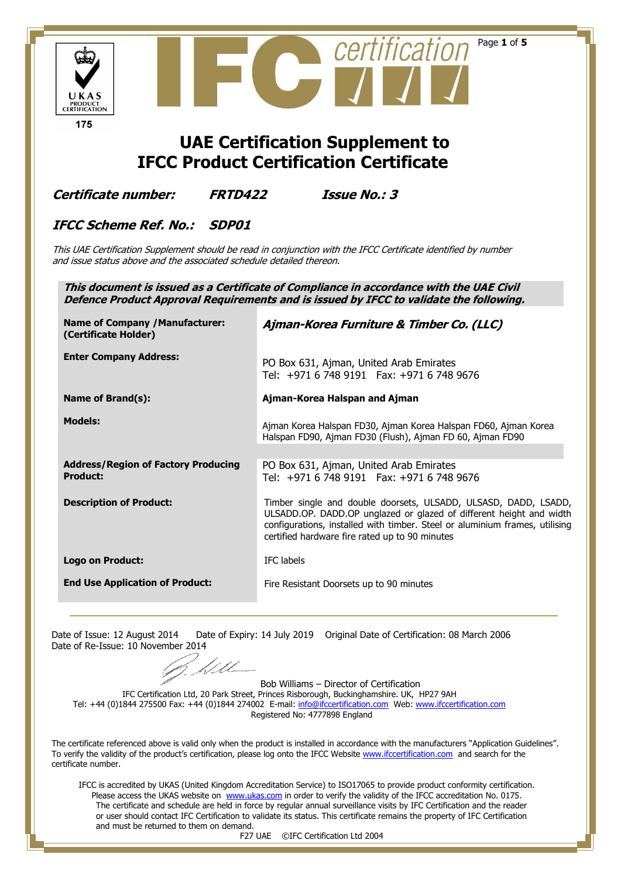UKAS PRODUCT CERTIFICATION

175

IFC certification

# UAE Certification Supplement to IFCC Product Certification Certificate

***Certificate number:*** ***FRTD422*** ***Issue No.: 3***

***IFCC Scheme Ref. No.:*** ***SDP01***

*This UAE Certification Supplement should be read in conjunction with the IFCC Certificate identified by number and issue status above and the associated schedule detailed thereon.*

***This document is issued as a Certificate of Compliance in accordance with the UAE Civil Defence Product Approval Requirements and is issued by IFCC to validate the following.***

| | |
|---|---|
| **Name of Company /Manufacturer: (Certificate Holder)** | ***Ajman-Korea Furniture & Timber Co. (LLC)*** |
| **Enter Company Address:** | PO Box 631, Ajman, United Arab Emirates<br>Tel: +971 6 748 9191 Fax: +971 6 748 9676 |
| **Name of Brand(s):** | **Ajman-Korea Halspan and Ajman** |
| **Models:** | Ajman Korea Halspan FD30, Ajman Korea Halspan FD60, Ajman Korea Halspan FD90, Ajman FD30 (Flush), Ajman FD 60, Ajman FD90 |
| **Address/Region of Factory Producing Product:** | PO Box 631, Ajman, United Arab Emirates<br>Tel: +971 6 748 9191 Fax: +971 6 748 9676 |
| **Description of Product:** | Timber single and double doorsets, ULSADD, ULSASD, DADD, LSADD, ULSADD.OP. DADD.OP unglazed or glazed of different height and width configurations, installed with timber. Steel or aluminium frames, utilising certified hardware fire rated up to 90 minutes |
| **Logo on Product:** | IFC labels |
| **End Use Application of Product:** | Fire Resistant Doorsets up to 90 minutes |

Date of Issue: 12 August 2014 Date of Expiry: 14 July 2019 Original Date of Certification: 08 March 2006
Date of Re-Issue: 10 November 2014

Bob Williams – Director of Certification
IFC Certification Ltd, 20 Park Street, Princes Risborough, Buckinghamshire. UK, HP27 9AH
Tel: +44 (0)1844 275500 Fax: +44 (0)1844 274002 E-mail: info@ifccertification.com Web: www.ifccertification.com
Registered No: 4777898 England

The certificate referenced above is valid only when the product is installed in accordance with the manufacturers "Application Guidelines". To verify the validity of the product's certification, please log onto the IFCC Website www.ifccertification.com and search for the certificate number.

IFCC is accredited by UKAS (United Kingdom Accreditation Service) to ISO17065 to provide product conformity certification. Please access the UKAS website on www.ukas.com in order to verify the validity of the IFCC accreditation No. 0175. The certificate and schedule are held in force by regular annual surveillance visits by IFC Certification and the reader or user should contact IFC Certification to validate its status. This certificate remains the property of IFC Certification and must be returned to them on demand.

F27 UAE ©IFC Certification Ltd 2004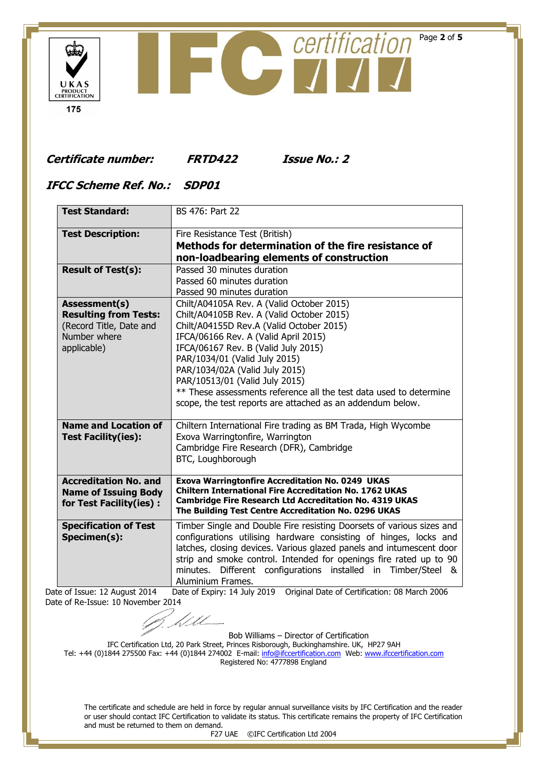**Certificate number:** **FRTD422** **Issue No.: 2**

**IFCC Scheme Ref. No.:** **SDP01**

| | |
|---|---|
| **Test Standard:** | BS 476: Part 22 |
| **Test Description:** | Fire Resistance Test (British)<br>**Methods for determination of the fire resistance of non-loadbearing elements of construction** |
| **Result of Test(s):** | Passed 30 minutes duration<br>Passed 60 minutes duration<br>Passed 90 minutes duration |
| **Assessment(s) Resulting from Tests:** (Record Title, Date and Number where applicable) | Chilt/A04105A Rev. A (Valid October 2015)<br>Chilt/A04105B Rev. A (Valid October 2015)<br>Chilt/A04155D Rev.A (Valid October 2015)<br>IFCA/06166 Rev. A (Valid April 2015)<br>IFCA/06167 Rev. B (Valid July 2015)<br>PAR/1034/01 (Valid July 2015)<br>PAR/1034/02A (Valid July 2015)<br>PAR/10513/01 (Valid July 2015)<br>** These assessments reference all the test data used to determine scope, the test reports are attached as an addendum below. |
| **Name and Location of Test Facility(ies):** | Chiltern International Fire trading as BM Trada, High Wycombe<br>Exova Warringtonfire, Warrington<br>Cambridge Fire Research (DFR), Cambridge<br>BTC, Loughborough |
| **Accreditation No. and Name of Issuing Body for Test Facility(ies) :** | **Exova Warringtonfire Accreditation No. 0249 UKAS**<br>**Chiltern International Fire Accreditation No. 1762 UKAS**<br>**Cambridge Fire Research Ltd Accreditation No. 4319 UKAS**<br>**The Building Test Centre Accreditation No. 0296 UKAS** |
| **Specification of Test Specimen(s):** | Timber Single and Double Fire resisting Doorsets of various sizes and configurations utilising hardware consisting of hinges, locks and latches, closing devices. Various glazed panels and intumescent door strip and smoke control. Intended for openings fire rated up to 90 minutes. Different configurations installed in Timber/Steel & Aluminium Frames. |

Date of Issue: 12 August 2014 Date of Expiry: 14 July 2019 Original Date of Certification: 08 March 2006
Date of Re-Issue: 10 November 2014

Bob Williams – Director of Certification
IFC Certification Ltd, 20 Park Street, Princes Risborough, Buckinghamshire. UK, HP27 9AH
Tel: +44 (0)1844 275500 Fax: +44 (0)1844 274002 E-mail: info@ifccertification.com Web: www.ifccertification.com
Registered No: 4777898 England

The certificate and schedule are held in force by regular annual surveillance visits by IFC Certification and the reader or user should contact IFC Certification to validate its status. This certificate remains the property of IFC Certification and must be returned to them on demand.
F27 UAE ©IFC Certification Ltd 2004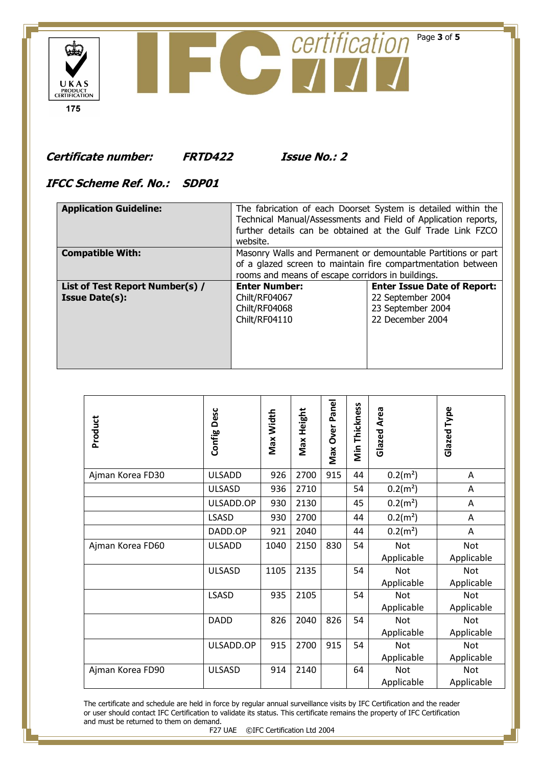**Certificate number:** ***FRTD422*** **Issue No.: 2**

**IFCC Scheme Ref. No.:** ***SDP01***

| | | |
|---|---|---|
| **Application Guideline:** | The fabrication of each Doorset System is detailed within the Technical Manual/Assessments and Field of Application reports, further details can be obtained at the Gulf Trade Link FZCO website. | |
| **Compatible With:** | Masonry Walls and Permanent or demountable Partitions or part of a glazed screen to maintain fire compartmentation between rooms and means of escape corridors in buildings. | |
| **List of Test Report Number(s) / Issue Date(s):** | **Enter Number:**<br>Chilt/RF04067<br>Chilt/RF04068<br>Chilt/RF04110 | **Enter Issue Date of Report:**<br>22 September 2004<br>23 September 2004<br>22 December 2004 |

| Product | Config Desc | Max Width | Max Height | Max Over Panel | Min Thickness | Glazed Area | Glazed Type |
|---|---|---|---|---|---|---|---|
| Ajman Korea FD30 | ULSADD | 926 | 2700 | 915 | 44 | 0.2($m^2$) | A |
| | ULSASD | 936 | 2710 | | 54 | 0.2($m^2$) | A |
| | ULSADD.OP | 930 | 2130 | | 45 | 0.2($m^2$) | A |
| | LSASD | 930 | 2700 | | 44 | 0.2($m^2$) | A |
| | DADD.OP | 921 | 2040 | | 44 | 0.2($m^2$) | A |
| Ajman Korea FD60 | ULSADD | 1040 | 2150 | 830 | 54 | Not Applicable | Not Applicable |
| | ULSASD | 1105 | 2135 | | 54 | Not Applicable | Not Applicable |
| | LSASD | 935 | 2105 | | 54 | Not Applicable | Not Applicable |
| | DADD | 826 | 2040 | 826 | 54 | Not Applicable | Not Applicable |
| | ULSADD.OP | 915 | 2700 | 915 | 54 | Not Applicable | Not Applicable |
| Ajman Korea FD90 | ULSASD | 914 | 2140 | | 64 | Not Applicable | Not Applicable |

The certificate and schedule are held in force by regular annual surveillance visits by IFC Certification and the reader or user should contact IFC Certification to validate its status. This certificate remains the property of IFC Certification and must be returned to them on demand.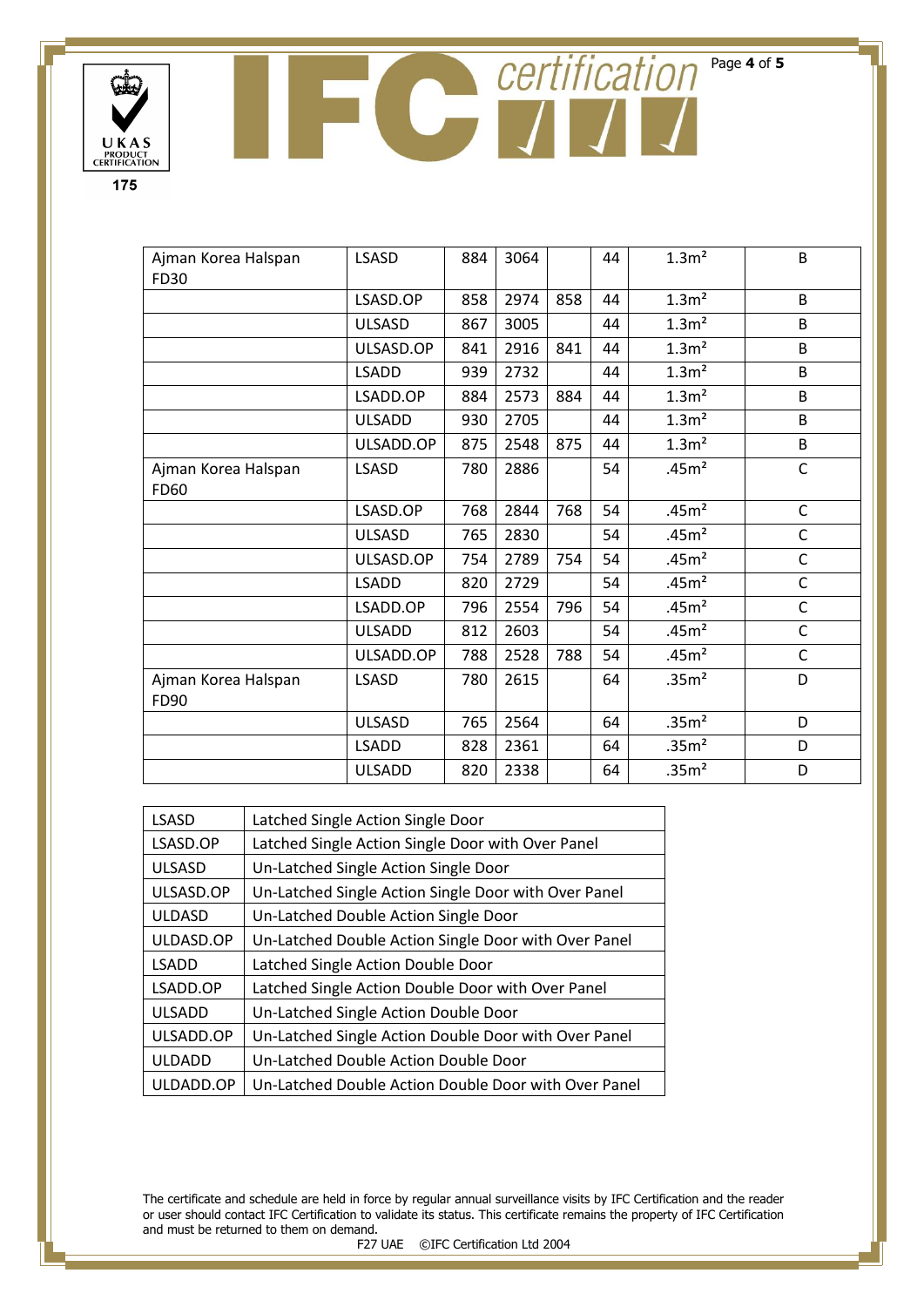| | | | | | | | |
|---|---|---|---|---|---|---|---|
| Ajman Korea Halspan FD30 | LSASD | 884 | 3064 | | 44 | 1.3m² | B |
| | LSASD.OP | 858 | 2974 | 858 | 44 | 1.3m² | B |
| | ULSASD | 867 | 3005 | | 44 | 1.3m² | B |
| | ULSASD.OP | 841 | 2916 | 841 | 44 | 1.3m² | B |
| | LSADD | 939 | 2732 | | 44 | 1.3m² | B |
| | LSADD.OP | 884 | 2573 | 884 | 44 | 1.3m² | B |
| | ULSADD | 930 | 2705 | | 44 | 1.3m² | B |
| | ULSADD.OP | 875 | 2548 | 875 | 44 | 1.3m² | B |
| Ajman Korea Halspan FD60 | LSASD | 780 | 2886 | | 54 | .45m² | C |
| | LSASD.OP | 768 | 2844 | 768 | 54 | .45m² | C |
| | ULSASD | 765 | 2830 | | 54 | .45m² | C |
| | ULSASD.OP | 754 | 2789 | 754 | 54 | .45m² | C |
| | LSADD | 820 | 2729 | | 54 | .45m² | C |
| | LSADD.OP | 796 | 2554 | 796 | 54 | .45m² | C |
| | ULSADD | 812 | 2603 | | 54 | .45m² | C |
| | ULSADD.OP | 788 | 2528 | 788 | 54 | .45m² | C |
| Ajman Korea Halspan FD90 | LSASD | 780 | 2615 | | 64 | .35m² | D |
| | ULSASD | 765 | 2564 | | 64 | .35m² | D |
| | LSADD | 828 | 2361 | | 64 | .35m² | D |
| | ULSADD | 820 | 2338 | | 64 | .35m² | D |

| | |
|---|---|
| LSASD | Latched Single Action Single Door |
| LSASD.OP | Latched Single Action Single Door with Over Panel |
| ULSASD | Un-Latched Single Action Single Door |
| ULSASD.OP | Un-Latched Single Action Single Door with Over Panel |
| ULDASD | Un-Latched Double Action Single Door |
| ULDASD.OP | Un-Latched Double Action Single Door with Over Panel |
| LSADD | Latched Single Action Double Door |
| LSADD.OP | Latched Single Action Double Door with Over Panel |
| ULSADD | Un-Latched Single Action Double Door |
| ULSADD.OP | Un-Latched Single Action Double Door with Over Panel |
| ULDADD | Un-Latched Double Action Double Door |
| ULDADD.OP | Un-Latched Double Action Double Door with Over Panel |

The certificate and schedule are held in force by regular annual surveillance visits by IFC Certification and the reader or user should contact IFC Certification to validate its status. This certificate remains the property of IFC Certification and must be returned to them on demand.

F27 UAE ©IFC Certification Ltd 2004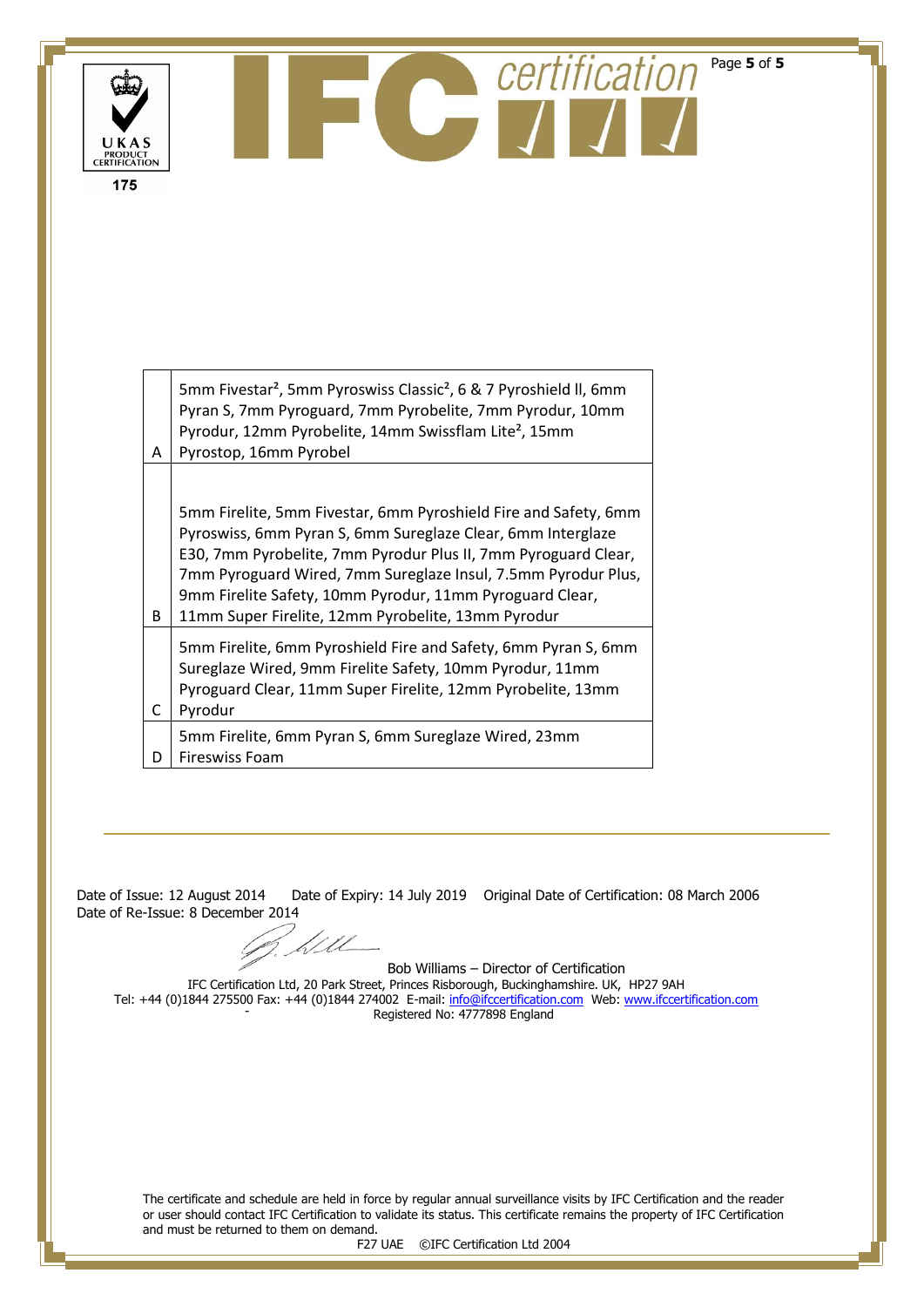| | |
|---|---|
| A | 5mm Fivestar², 5mm Pyroswiss Classic², 6 & 7 Pyroshield ll, 6mm Pyran S, 7mm Pyroguard, 7mm Pyrobelite, 7mm Pyrodur, 10mm Pyrodur, 12mm Pyrobelite, 14mm Swissflam Lite², 15mm Pyrostop, 16mm Pyrobel |
| B | 5mm Firelite, 5mm Fivestar, 6mm Pyroshield Fire and Safety, 6mm Pyroswiss, 6mm Pyran S, 6mm Sureglaze Clear, 6mm Interglaze E30, 7mm Pyrobelite, 7mm Pyrodur Plus II, 7mm Pyroguard Clear, 7mm Pyroguard Wired, 7mm Sureglaze Insul, 7.5mm Pyrodur Plus, 9mm Firelite Safety, 10mm Pyrodur, 11mm Pyroguard Clear, 11mm Super Firelite, 12mm Pyrobelite, 13mm Pyrodur |
| C | 5mm Firelite, 6mm Pyroshield Fire and Safety, 6mm Pyran S, 6mm Sureglaze Wired, 9mm Firelite Safety, 10mm Pyrodur, 11mm Pyroguard Clear, 11mm Super Firelite, 12mm Pyrobelite, 13mm Pyrodur |
| D | 5mm Firelite, 6mm Pyran S, 6mm Sureglaze Wired, 23mm Fireswiss Foam |

Date of Issue: 12 August 2014 Date of Expiry: 14 July 2019 Original Date of Certification: 08 March 2006
Date of Re-Issue: 8 December 2014

Bob Williams – Director of Certification

IFC Certification Ltd, 20 Park Street, Princes Risborough, Buckinghamshire. UK, HP27 9AH
Tel: +44 (0)1844 275500 Fax: +44 (0)1844 274002 E-mail: info@ifccertification.com Web: www.ifccertification.com
Registered No: 4777898 England

The certificate and schedule are held in force by regular annual surveillance visits by IFC Certification and the reader or user should contact IFC Certification to validate its status. This certificate remains the property of IFC Certification and must be returned to them on demand.

F27 UAE ©IFC Certification Ltd 2004